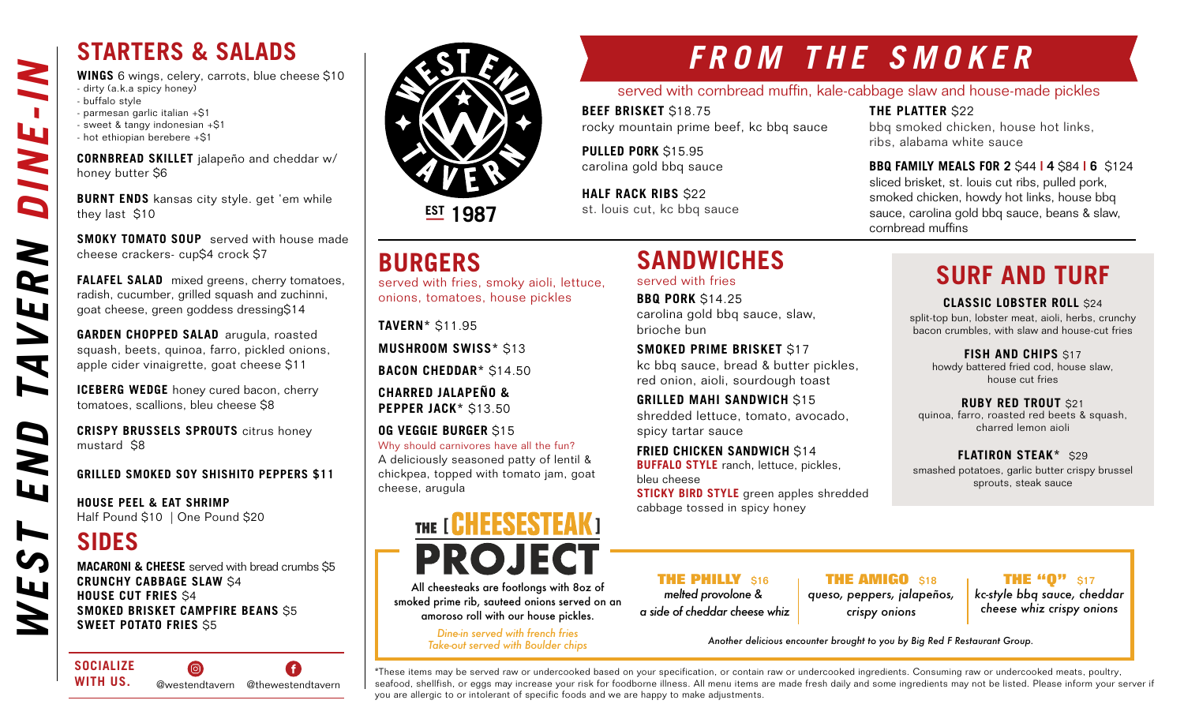# WEST END TAVERN DINE-IN

## STARTERS & SALADS

**WINGS** 6 wings, celery, carrots, blue cheese $10
- dirty (a.k.a spicy honey)
- buffalo style
- parmesan garlic italian +$1
- sweet & tangy indonesian +$1
- hot ethiopian berebere +$1

**CORNBREAD SKILLET** jalapeño and cheddar w/ honey butter $6

**BURNT ENDS** kansas city style. get 'em while they last $10

**SMOKY TOMATO SOUP** served with house made cheese crackers- cup$4 crock $7

**FALAFEL SALAD** mixed greens, cherry tomatoes, radish, cucumber, grilled squash and zuchinni, goat cheese, green goddess dressing$14

**GARDEN CHOPPED SALAD** arugula, roasted squash, beets, quinoa, farro, pickled onions, apple cider vinaigrette, goat cheese $11

**ICEBERG WEDGE** honey cured bacon, cherry tomatoes, scallions, bleu cheese $8

**CRISPY BRUSSELS SPROUTS** citrus honey mustard $8

**GRILLED SMOKED SOY SHISHITO PEPPERS $11**

**HOUSE PEEL & EAT SHRIMP**
Half Pound $10 | One Pound $20

## SIDES

**MACARONI & CHEESE** served with bread crumbs $5
**CRUNCHY CABBAGE SLAW** $4
**HOUSE CUT FRIES** $4
**SMOKED BRISKET CAMPFIRE BEANS** $5
**SWEET POTATO FRIES** $5

**SOCIALIZE WITH US.** @westendtavern @thewestendtavern

WEST END TAVERN EST 1987

## FROM THE SMOKER

served with cornbread muffin, kale-cabbage slaw and house-made pickles

**BEEF BRISKET** $18.75
rocky mountain prime beef, kc bbq sauce

**PULLED PORK** $15.95
carolina gold bbq sauce

**HALF RACK RIBS** $22
st. louis cut, kc bbq sauce

**THE PLATTER** $22
bbq smoked chicken, house hot links, ribs, alabama white sauce

**BBQ FAMILY MEALS FOR 2** $44 | **4** $84 | **6** $124
sliced brisket, st. louis cut ribs, pulled pork, smoked chicken, howdy hot links, house bbq sauce, carolina gold bbq sauce, beans & slaw, cornbread muffins

## BURGERS

served with fries, smoky aioli, lettuce, onions, tomatoes, house pickles

**TAVERN*** $11.95

**MUSHROOM SWISS*** $13

**BACON CHEDDAR*** $14.50

**CHARRED JALAPEÑO & PEPPER JACK*** $13.50

**OG VEGGIE BURGER** $15
Why should carnivores have all the fun?
A deliciously seasoned patty of lentil & chickpea, topped with tomato jam, goat cheese, arugula

## SANDWICHES

served with fries

**BBQ PORK** $14.25
carolina gold bbq sauce, slaw, brioche bun

**SMOKED PRIME BRISKET** $17
kc bbq sauce, bread & butter pickles, red onion, aioli, sourdough toast

**GRILLED MAHI SANDWICH** $15
shredded lettuce, tomato, avocado, spicy tartar sauce

**FRIED CHICKEN SANDWICH** $14
**BUFFALO STYLE** ranch, lettuce, pickles, bleu cheese
**STICKY BIRD STYLE** green apples shredded cabbage tossed in spicy honey

## SURF AND TURF

**CLASSIC LOBSTER ROLL** $24
split-top bun, lobster meat, aioli, herbs, crunchy bacon crumbles, with slaw and house-cut fries

**FISH AND CHIPS** $17
howdy battered fried cod, house slaw, house cut fries

**RUBY RED TROUT** $21
quinoa, farro, roasted red beets & squash, charred lemon aioli

**FLATIRON STEAK*** $29
smashed potatoes, garlic butter crispy brussel sprouts, steak sauce

## THE [CHEESESTEAK] PROJECT

All cheesteaks are footlongs with 8oz of smoked prime rib, sauteed onions served on an amoroso roll with our house pickles.

*Dine-in served with french fries*
*Take-out served with Boulder chips*

**THE PHILLY** $16
*melted provolone & a side of cheddar cheese whiz*

**THE AMIGO** $18
*queso, peppers, jalapeños, crispy onions*

**THE "Q"** $17
*kc-style bbq sauce, cheddar cheese whiz crispy onions*

*Another delicious encounter brought to you by Big Red F Restaurant Group.*

*These items may be served raw or undercooked based on your specification, or contain raw or undercooked ingredients. Consuming raw or undercooked meats, poultry, seafood, shellfish, or eggs may increase your risk for foodborne illness. All menu items are made fresh daily and some ingredients may not be listed. Please inform your server if you are allergic to or intolerant of specific foods and we are happy to make adjustments.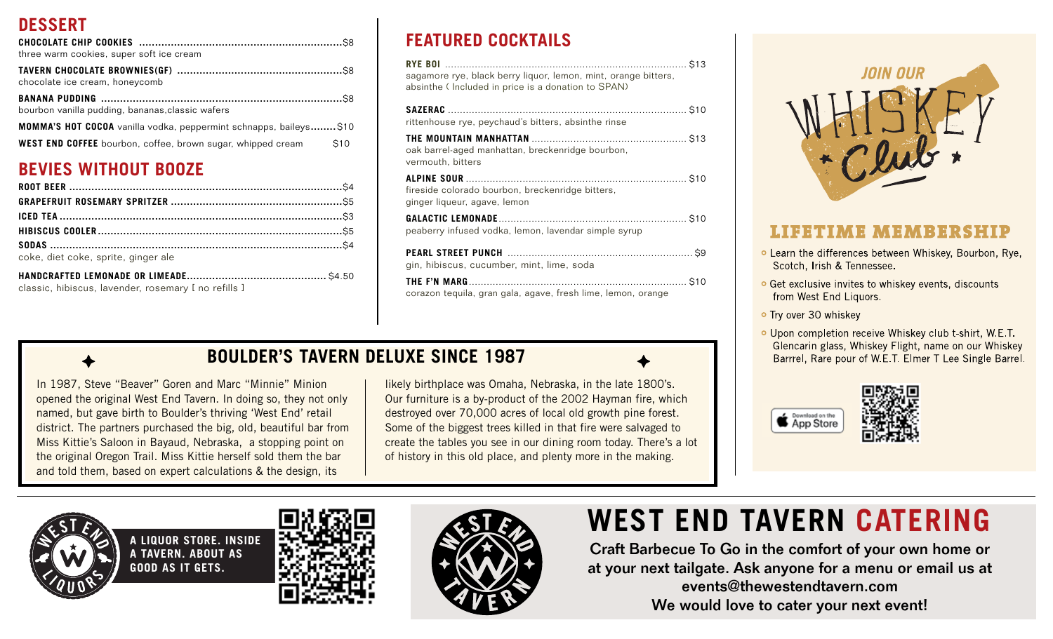## DESSERT

**CHOCOLATE CHIP COOKIES** ........ $8
three warm cookies, super soft ice cream

**TAVERN CHOCOLATE BROWNIES(GF)** ........ $8
chocolate ice cream, honeycomb

**BANANA PUDDING** ........ $8
bourbon vanilla pudding, bananas,classic wafers

**MOMMA'S HOT COCOA** vanilla vodka, peppermint schnapps, baileys........$10

**WEST END COFFEE** bourbon, coffee, brown sugar, whipped cream $10

## BEVIES WITHOUT BOOZE

**ROOT BEER** ........ $4

**GRAPEFRUIT ROSEMARY SPRITZER** ........ $5

**ICED TEA** ........ $3

**HIBISCUS COOLER** ........ $5

**SODAS** ........ $4
coke, diet coke, sprite, ginger ale

**HANDCRAFTED LEMONADE OR LIMEADE** ........ $4.50
classic, hibiscus, lavender, rosemary [ no refills ]

## FEATURED COCKTAILS

**RYE BOI** ........ $13
sagamore rye, black berry liquor, lemon, mint, orange bitters, absinthe ( Included in price is a donation to SPAN)

**SAZERAC** ........ $10
rittenhouse rye, peychaud's bitters, absinthe rinse

**THE MOUNTAIN MANHATTAN** ........ $13
oak barrel-aged manhattan, breckenridge bourbon, vermouth, bitters

**ALPINE SOUR** ........ $10
fireside colorado bourbon, breckenridge bitters, ginger liqueur, agave, lemon

**GALACTIC LEMONADE** ........ $10
peaberry infused vodka, lemon, lavendar simple syrup

**PEARL STREET PUNCH** ........ $9
gin, hibiscus, cucumber, mint, lime, soda

**THE F'N MARG** ........ $10
corazon tequila, gran gala, agave, fresh lime, lemon, orange

## JOIN OUR WHISKEY Club

### LIFETIME MEMBERSHIP

- Learn the differences between Whiskey, Bourbon, Rye, Scotch, Irish & Tennessee.
- Get exclusive invites to whiskey events, discounts from West End Liquors.
- Try over 30 whiskey
- Upon completion receive Whiskey club t-shirt, W.E.T. Glencarin glass, Whiskey Flight, name on our Whiskey Barrrel, Rare pour of W.E.T. Elmer T Lee Single Barrel.

Download on the App Store

## BOULDER'S TAVERN DELUXE SINCE 1987

In 1987, Steve "Beaver" Goren and Marc "Minnie" Minion opened the original West End Tavern. In doing so, they not only named, but gave birth to Boulder's thriving 'West End' retail district. The partners purchased the big, old, beautiful bar from Miss Kittie's Saloon in Bayaud, Nebraska, a stopping point on the original Oregon Trail. Miss Kittie herself sold them the bar and told them, based on expert calculations & the design, its likely birthplace was Omaha, Nebraska, in the late 1800's. Our furniture is a by-product of the 2002 Hayman fire, which destroyed over 70,000 acres of local old growth pine forest. Some of the biggest trees killed in that fire were salvaged to create the tables you see in our dining room today. There's a lot of history in this old place, and plenty more in the making.

WEST END LIQUORS

A LIQUOR STORE. INSIDE A TAVERN. ABOUT AS GOOD AS IT GETS.

WEST END TAVERN

## WEST END TAVERN CATERING

Craft Barbecue To Go in the comfort of your own home or at your next tailgate. Ask anyone for a menu or email us at events@thewestendtavern.com

We would love to cater your next event!